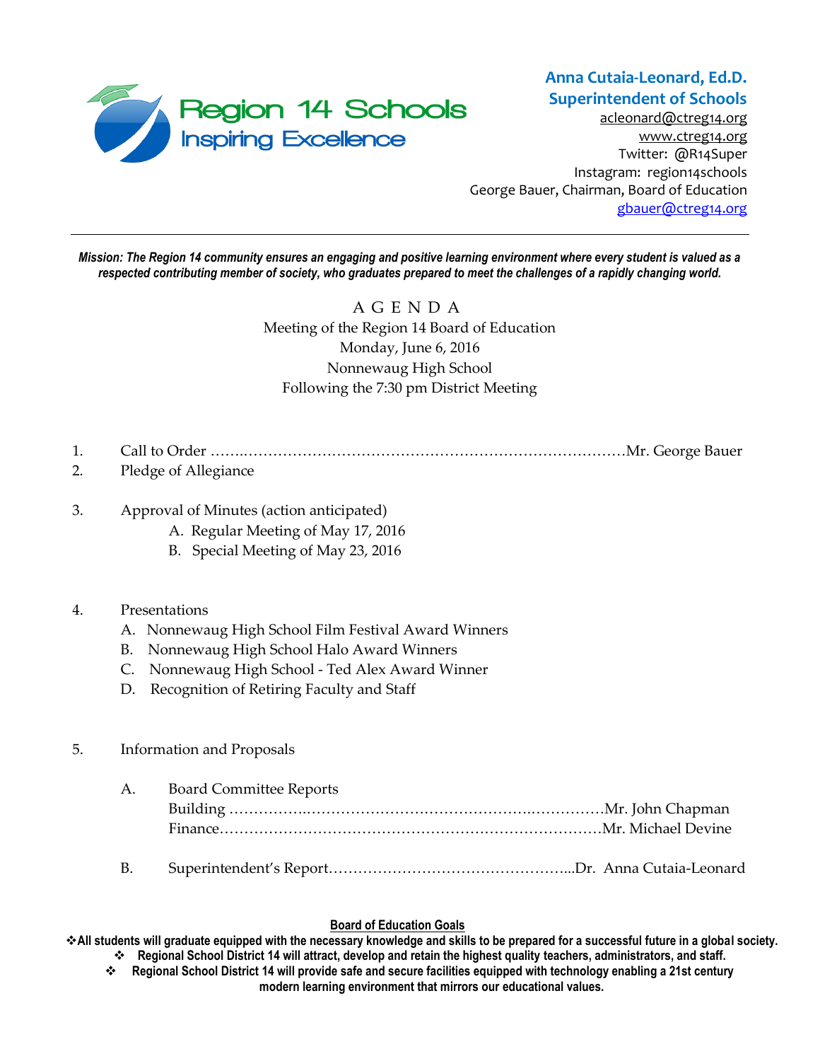Region 14 Schools
Inspiring Excellence

**Anna Cutaia-Leonard, Ed.D.**
**Superintendent of Schools**
acleonard@ctreg14.org
www.ctreg14.org
Twitter: @R14Super
Instagram: region14schools
George Bauer, Chairman, Board of Education
gbauer@ctreg14.org

---

***Mission: The Region 14 community ensures an engaging and positive learning environment where every student is valued as a respected contributing member of society, who graduates prepared to meet the challenges of a rapidly changing world.***

A G E N D A
Meeting of the Region 14 Board of Education
Monday, June 6, 2016
Nonnewaug High School
Following the 7:30 pm District Meeting

1. Call to Order ……………………………………………………………………………Mr. George Bauer
2. Pledge of Allegiance

3. Approval of Minutes (action anticipated)
   - A. Regular Meeting of May 17, 2016
   - B. Special Meeting of May 23, 2016

4. Presentations
   - A. Nonnewaug High School Film Festival Award Winners
   - B. Nonnewaug High School Halo Award Winners
   - C. Nonnewaug High School - Ted Alex Award Winner
   - D. Recognition of Retiring Faculty and Staff

5. Information and Proposals

   - A. Board Committee Reports
     Building ……………………………………………………………………Mr. John Chapman
     Finance……………………………………………………………………Mr. Michael Devine

   - B. Superintendent's Report…………………………………………...Dr. Anna Cutaia-Leonard

**Board of Education Goals**

- **All students will graduate equipped with the necessary knowledge and skills to be prepared for a successful future in a global society.**
- **Regional School District 14 will attract, develop and retain the highest quality teachers, administrators, and staff.**
- **Regional School District 14 will provide safe and secure facilities equipped with technology enabling a 21st century modern learning environment that mirrors our educational values.**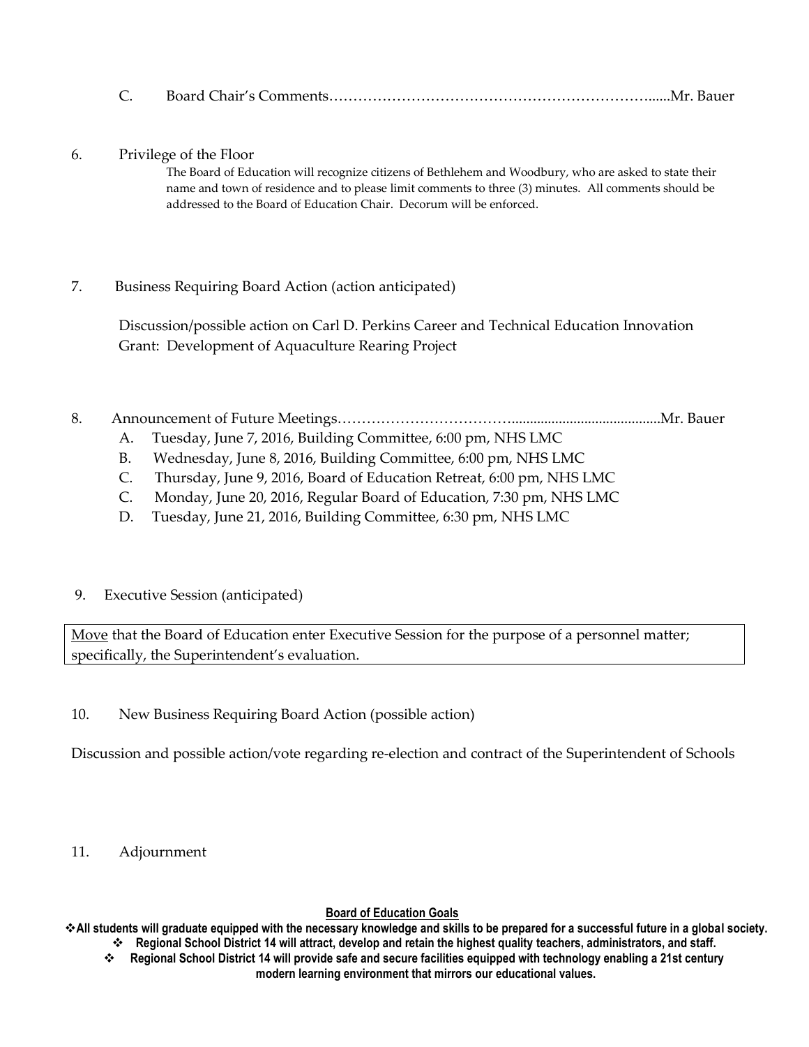C. Board Chair's Comments……………………………………………………………......Mr. Bauer

6. Privilege of the Floor

   The Board of Education will recognize citizens of Bethlehem and Woodbury, who are asked to state their name and town of residence and to please limit comments to three (3) minutes. All comments should be addressed to the Board of Education Chair. Decorum will be enforced.

7. Business Requiring Board Action (action anticipated)

   Discussion/possible action on Carl D. Perkins Career and Technical Education Innovation Grant: Development of Aquaculture Rearing Project

8. Announcement of Future Meetings…………………………….........................................Mr. Bauer
   - A. Tuesday, June 7, 2016, Building Committee, 6:00 pm, NHS LMC
   - B. Wednesday, June 8, 2016, Building Committee, 6:00 pm, NHS LMC
   - C. Thursday, June 9, 2016, Board of Education Retreat, 6:00 pm, NHS LMC
   - C. Monday, June 20, 2016, Regular Board of Education, 7:30 pm, NHS LMC
   - D. Tuesday, June 21, 2016, Building Committee, 6:30 pm, NHS LMC

9. Executive Session (anticipated)

<u>Move</u> that the Board of Education enter Executive Session for the purpose of a personnel matter; specifically, the Superintendent's evaluation.

10. New Business Requiring Board Action (possible action)

Discussion and possible action/vote regarding re-election and contract of the Superintendent of Schools

11. Adjournment

**<u>Board of Education Goals</u>**

- **All students will graduate equipped with the necessary knowledge and skills to be prepared for a successful future in a global society.**
- **Regional School District 14 will attract, develop and retain the highest quality teachers, administrators, and staff.**
- **Regional School District 14 will provide safe and secure facilities equipped with technology enabling a 21st century modern learning environment that mirrors our educational values.**